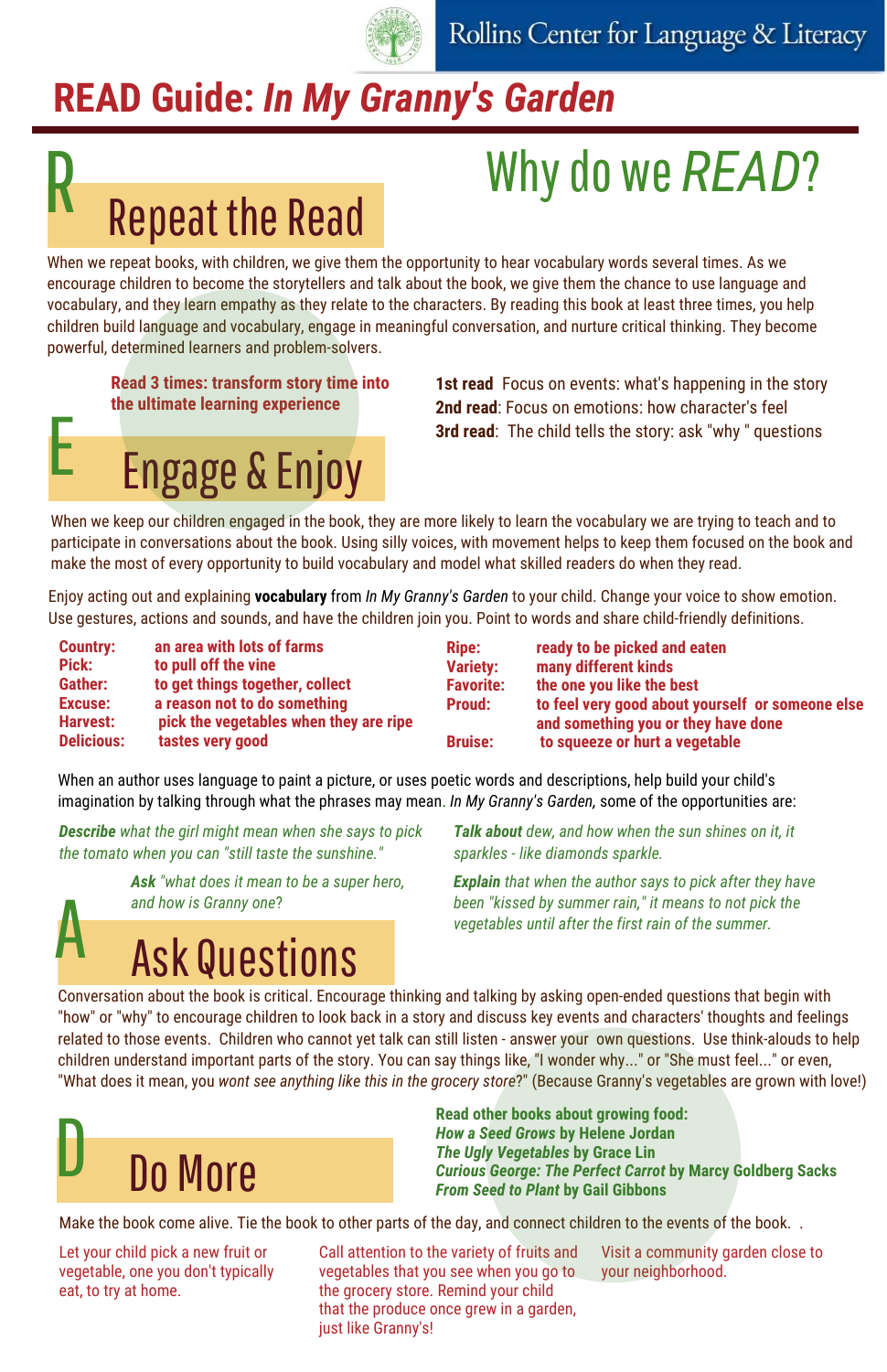Rollins Center for Language & Literacy

# READ Guide: *In My Granny's Garden*

## Why do we *READ*?

## R — Repeat the Read

When we repeat books, with children, we give them the opportunity to hear vocabulary words several times. As we encourage children to become the storytellers and talk about the book, we give them the chance to use language and vocabulary, and they learn empathy as they relate to the characters. By reading this book at least three times, you help children build language and vocabulary, engage in meaningful conversation, and nurture critical thinking. They become powerful, determined learners and problem-solvers.

**Read 3 times: transform story time into the ultimate learning experience**

**1st read** Focus on events: what's happening in the story
**2nd read**: Focus on emotions: how character's feel
**3rd read**: The child tells the story: ask "why " questions

## E — Engage & Enjoy

When we keep our children engaged in the book, they are more likely to learn the vocabulary we are trying to teach and to participate in conversations about the book. Using silly voices, with movement helps to keep them focused on the book and make the most of every opportunity to build vocabulary and model what skilled readers do when they read.

Enjoy acting out and explaining **vocabulary** from *In My Granny's Garden* to your child. Change your voice to show emotion. Use gestures, actions and sounds, and have the children join you. Point to words and share child-friendly definitions.

| Word | Definition |
|---|---|
| **Country:** | **an area with lots of farms** |
| **Pick:** | **to pull off the vine** |
| **Gather:** | **to get things together, collect** |
| **Excuse:** | **a reason not to do something** |
| **Harvest:** | **pick the vegetables when they are ripe** |
| **Delicious:** | **tastes very good** |
| **Ripe:** | **ready to be picked and eaten** |
| **Variety:** | **many different kinds** |
| **Favorite:** | **the one you like the best** |
| **Proud:** | **to feel very good about yourself or someone else and something you or they have done** |
| **Bruise:** | **to squeeze or hurt a vegetable** |

When an author uses language to paint a picture, or uses poetic words and descriptions, help build your child's imagination by talking through what the phrases may mean. *In My Granny's Garden,* some of the opportunities are:

***Describe*** *what the girl might mean when she says to pick the tomato when you can "still taste the sunshine."*

***Ask*** *"what does it mean to be a super hero, and how is Granny one?*

***Talk about*** *dew, and how when the sun shines on it, it sparkles - like diamonds sparkle.*

***Explain*** *that when the author says to pick after they have been "kissed by summer rain," it means to not pick the vegetables until after the first rain of the summer.*

## A — Ask Questions

Conversation about the book is critical. Encourage thinking and talking by asking open-ended questions that begin with "how" or "why" to encourage children to look back in a story and discuss key events and characters' thoughts and feelings related to those events. Children who cannot yet talk can still listen - answer your own questions. Use think-alouds to help children understand important parts of the story. You can say things like, "I wonder why..." or "She must feel..." or even, "What does it mean, you *wont see anything like this in the grocery store*?" (Because Granny's vegetables are grown with love!)

## D — Do More

**Read other books about growing food:**
***How a Seed Grows* by Helene Jordan**
***The Ugly Vegetables* by Grace Lin**
***Curious George: The Perfect Carrot* by Marcy Goldberg Sacks**
***From Seed to Plant* by Gail Gibbons**

Make the book come alive. Tie the book to other parts of the day, and connect children to the events of the book. .

Let your child pick a new fruit or vegetable, one you don't typically eat, to try at home.

Call attention to the variety of fruits and vegetables that you see when you go to the grocery store. Remind your child that the produce once grew in a garden, just like Granny's!

Visit a community garden close to your neighborhood.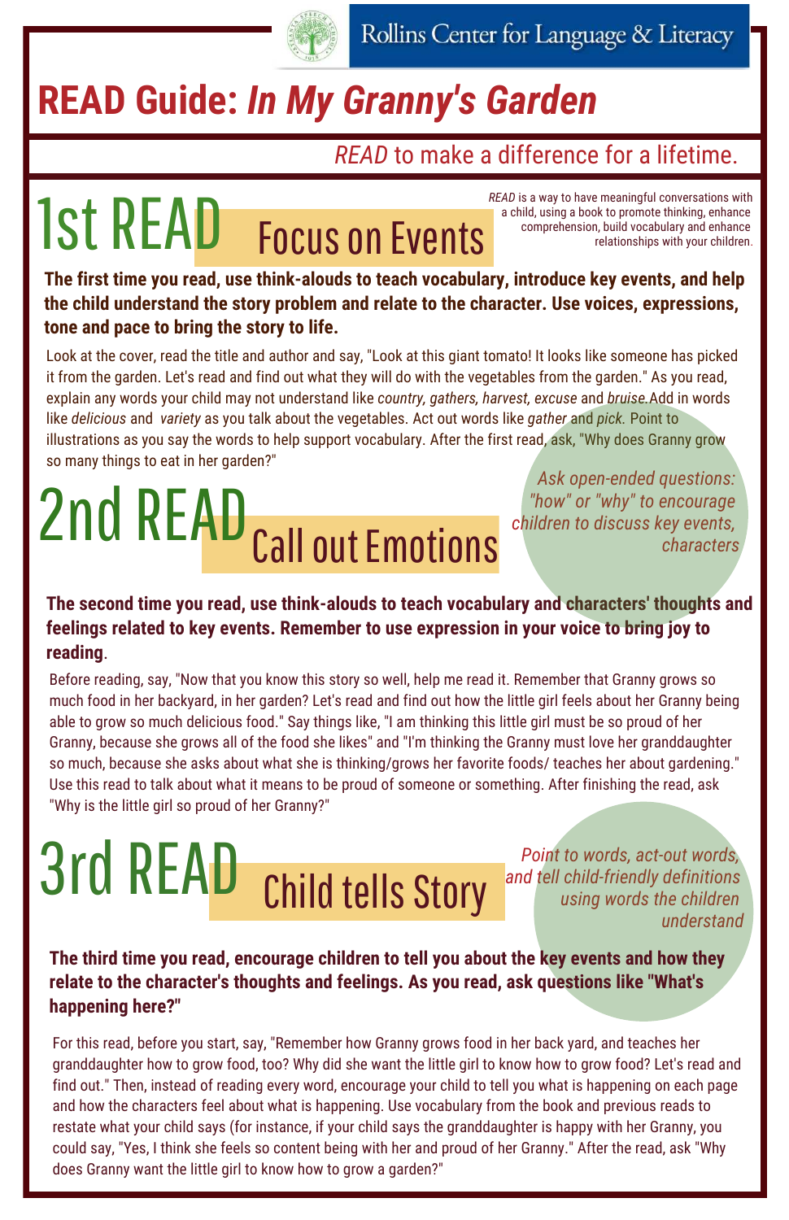Rollins Center for Language & Literacy

# READ Guide: *In My Granny's Garden*

*READ* to make a difference for a lifetime.

*READ* is a way to have meaningful conversations with a child, using a book to promote thinking, enhance comprehension, build vocabulary and enhance relationships with your children.

## 1st READ Focus on Events

**The first time you read, use think-alouds to teach vocabulary, introduce key events, and help the child understand the story problem and relate to the character. Use voices, expressions, tone and pace to bring the story to life.**

Look at the cover, read the title and author and say, "Look at this giant tomato! It looks like someone has picked it from the garden. Let's read and find out what they will do with the vegetables from the garden." As you read, explain any words your child may not understand like *country, gathers, harvest, excuse* and *bruise.* Add in words like *delicious* and *variety* as you talk about the vegetables. Act out words like *gather* and *pick.* Point to illustrations as you say the words to help support vocabulary. After the first read, ask, "Why does Granny grow so many things to eat in her garden?"

*Ask open-ended questions: "how" or "why" to encourage children to discuss key events, characters*

## 2nd READ Call out Emotions

**The second time you read, use think-alouds to teach vocabulary and characters' thoughts and feelings related to key events. Remember to use expression in your voice to bring joy to reading**.

Before reading, say, "Now that you know this story so well, help me read it. Remember that Granny grows so much food in her backyard, in her garden? Let's read and find out how the little girl feels about her Granny being able to grow so much delicious food." Say things like, "I am thinking this little girl must be so proud of her Granny, because she grows all of the food she likes" and "I'm thinking the Granny must love her granddaughter so much, because she asks about what she is thinking/grows her favorite foods/ teaches her about gardening." Use this read to talk about what it means to be proud of someone or something. After finishing the read, ask "Why is the little girl so proud of her Granny?"

## 3rd READ Child tells Story

*Point to words, act-out words, and tell child-friendly definitions using words the children understand*

**The third time you read, encourage children to tell you about the key events and how they relate to the character's thoughts and feelings. As you read, ask questions like "What's happening here?"**

For this read, before you start, say, "Remember how Granny grows food in her back yard, and teaches her granddaughter how to grow food, too? Why did she want the little girl to know how to grow food? Let's read and find out." Then, instead of reading every word, encourage your child to tell you what is happening on each page and how the characters feel about what is happening. Use vocabulary from the book and previous reads to restate what your child says (for instance, if your child says the granddaughter is happy with her Granny, you could say, "Yes, I think she feels so content being with her and proud of her Granny." After the read, ask "Why does Granny want the little girl to know how to grow a garden?"